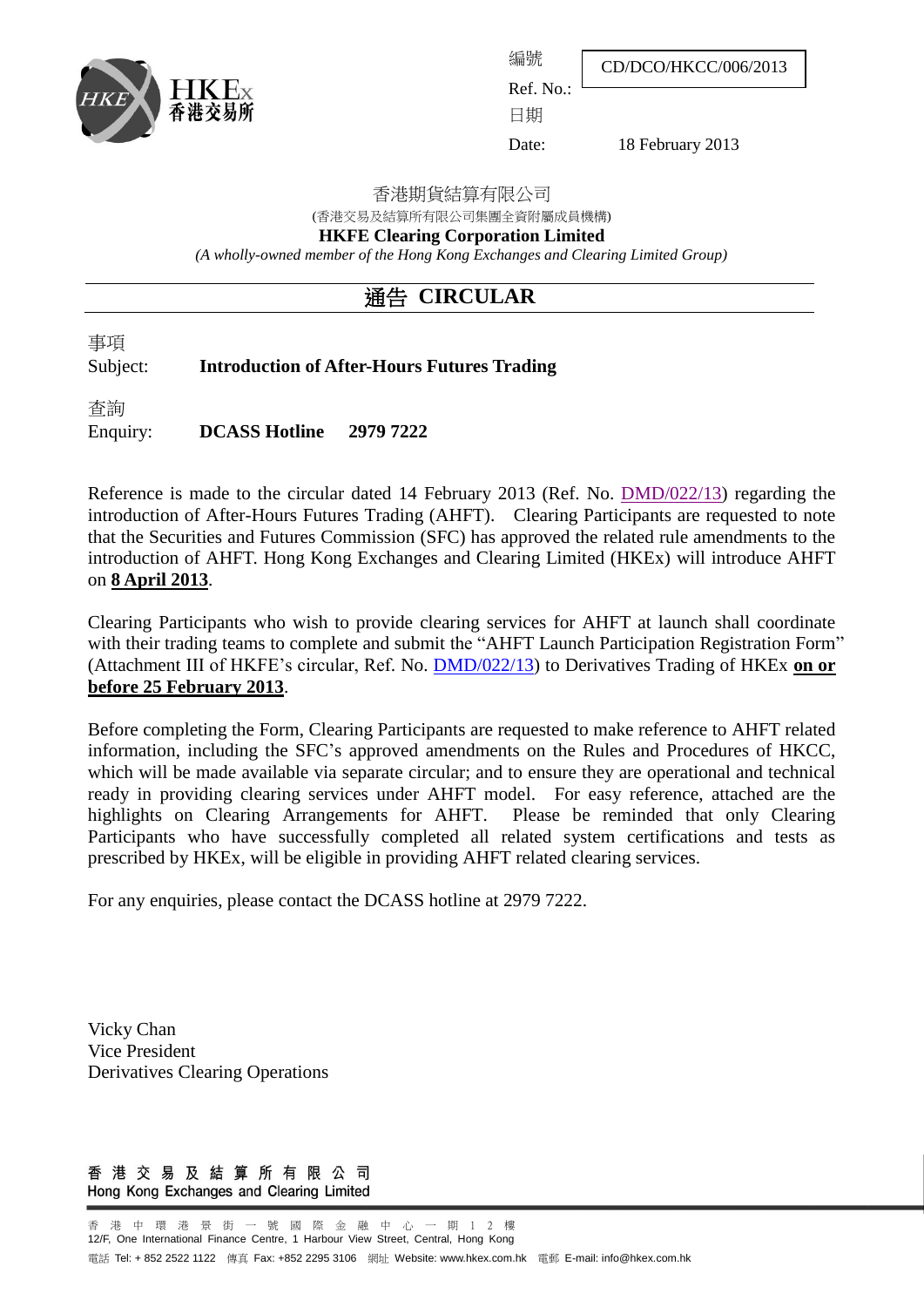編號
Ref. No.: CD/DCO/HKCC/006/2013

日期
Date: 18 February 2013

香港期貨結算有限公司
(香港交易及結算所有限公司集團全資附屬成員機構)
**HKFE Clearing Corporation Limited**
*(A wholly-owned member of the Hong Kong Exchanges and Clearing Limited Group)*

# 通告 CIRCULAR

事項
Subject: **Introduction of After-Hours Futures Trading**

查詢
Enquiry: **DCASS Hotline 2979 7222**

Reference is made to the circular dated 14 February 2013 (Ref. No. DMD/022/13) regarding the introduction of After-Hours Futures Trading (AHFT). Clearing Participants are requested to note that the Securities and Futures Commission (SFC) has approved the related rule amendments to the introduction of AHFT. Hong Kong Exchanges and Clearing Limited (HKEx) will introduce AHFT on **8 April 2013**.

Clearing Participants who wish to provide clearing services for AHFT at launch shall coordinate with their trading teams to complete and submit the "AHFT Launch Participation Registration Form" (Attachment III of HKFE's circular, Ref. No. DMD/022/13) to Derivatives Trading of HKEx **on or before 25 February 2013**.

Before completing the Form, Clearing Participants are requested to make reference to AHFT related information, including the SFC's approved amendments on the Rules and Procedures of HKCC, which will be made available via separate circular; and to ensure they are operational and technical ready in providing clearing services under AHFT model. For easy reference, attached are the highlights on Clearing Arrangements for AHFT. Please be reminded that only Clearing Participants who have successfully completed all related system certifications and tests as prescribed by HKEx, will be eligible in providing AHFT related clearing services.

For any enquiries, please contact the DCASS hotline at 2979 7222.

Vicky Chan
Vice President
Derivatives Clearing Operations

香港交易及結算所有限公司
Hong Kong Exchanges and Clearing Limited

香港中環港景街一號國際金融中心一期12樓
12/F, One International Finance Centre, 1 Harbour View Street, Central, Hong Kong
電話 Tel: + 852 2522 1122 傳真 Fax: +852 2295 3106 網址 Website: www.hkex.com.hk 電郵 E-mail: info@hkex.com.hk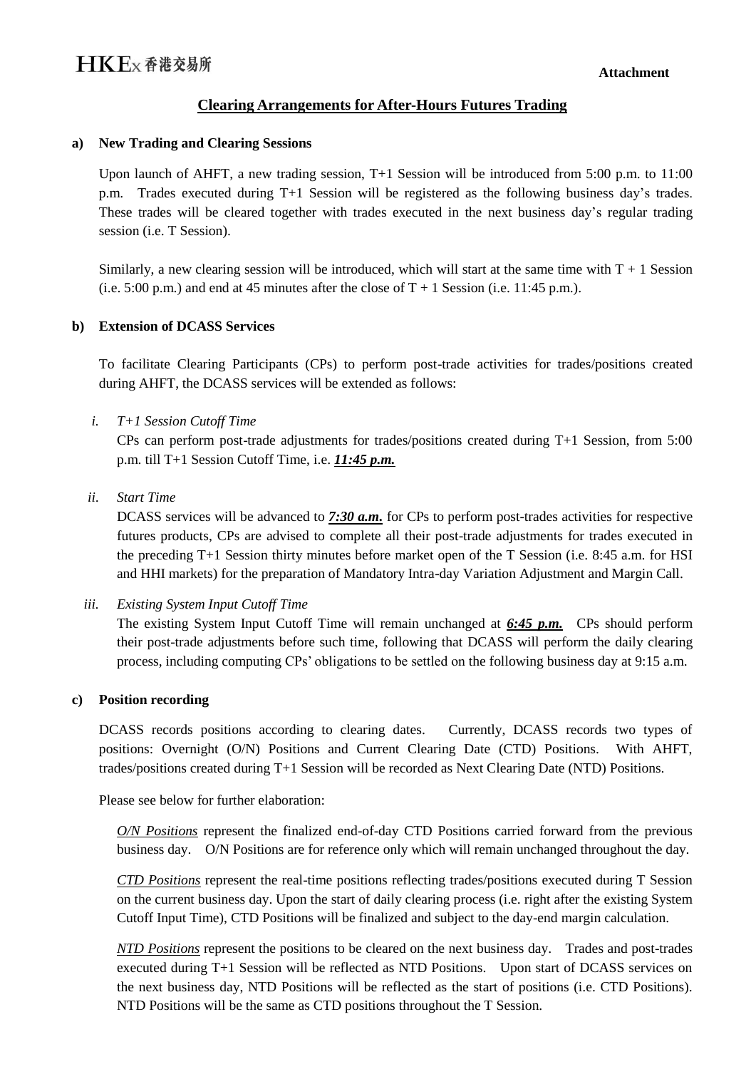HKEx 香港交易所

**Attachment**

## Clearing Arrangements for After-Hours Futures Trading

**a) New Trading and Clearing Sessions**

Upon launch of AHFT, a new trading session, T+1 Session will be introduced from 5:00 p.m. to 11:00 p.m. Trades executed during T+1 Session will be registered as the following business day's trades. These trades will be cleared together with trades executed in the next business day's regular trading session (i.e. T Session).

Similarly, a new clearing session will be introduced, which will start at the same time with T + 1 Session (i.e. 5:00 p.m.) and end at 45 minutes after the close of T + 1 Session (i.e. 11:45 p.m.).

**b) Extension of DCASS Services**

To facilitate Clearing Participants (CPs) to perform post-trade activities for trades/positions created during AHFT, the DCASS services will be extended as follows:

i. *T+1 Session Cutoff Time*

CPs can perform post-trade adjustments for trades/positions created during T+1 Session, from 5:00 p.m. till T+1 Session Cutoff Time, i.e. ***11:45 p.m.***

ii. *Start Time*

DCASS services will be advanced to ***7:30 a.m.*** for CPs to perform post-trades activities for respective futures products, CPs are advised to complete all their post-trade adjustments for trades executed in the preceding T+1 Session thirty minutes before market open of the T Session (i.e. 8:45 a.m. for HSI and HHI markets) for the preparation of Mandatory Intra-day Variation Adjustment and Margin Call.

iii. *Existing System Input Cutoff Time*

The existing System Input Cutoff Time will remain unchanged at ***6:45 p.m.*** CPs should perform their post-trade adjustments before such time, following that DCASS will perform the daily clearing process, including computing CPs' obligations to be settled on the following business day at 9:15 a.m.

**c) Position recording**

DCASS records positions according to clearing dates. Currently, DCASS records two types of positions: Overnight (O/N) Positions and Current Clearing Date (CTD) Positions. With AHFT, trades/positions created during T+1 Session will be recorded as Next Clearing Date (NTD) Positions.

Please see below for further elaboration:

*O/N Positions* represent the finalized end-of-day CTD Positions carried forward from the previous business day. O/N Positions are for reference only which will remain unchanged throughout the day.

*CTD Positions* represent the real-time positions reflecting trades/positions executed during T Session on the current business day. Upon the start of daily clearing process (i.e. right after the existing System Cutoff Input Time), CTD Positions will be finalized and subject to the day-end margin calculation.

*NTD Positions* represent the positions to be cleared on the next business day. Trades and post-trades executed during T+1 Session will be reflected as NTD Positions. Upon start of DCASS services on the next business day, NTD Positions will be reflected as the start of positions (i.e. CTD Positions). NTD Positions will be the same as CTD positions throughout the T Session.